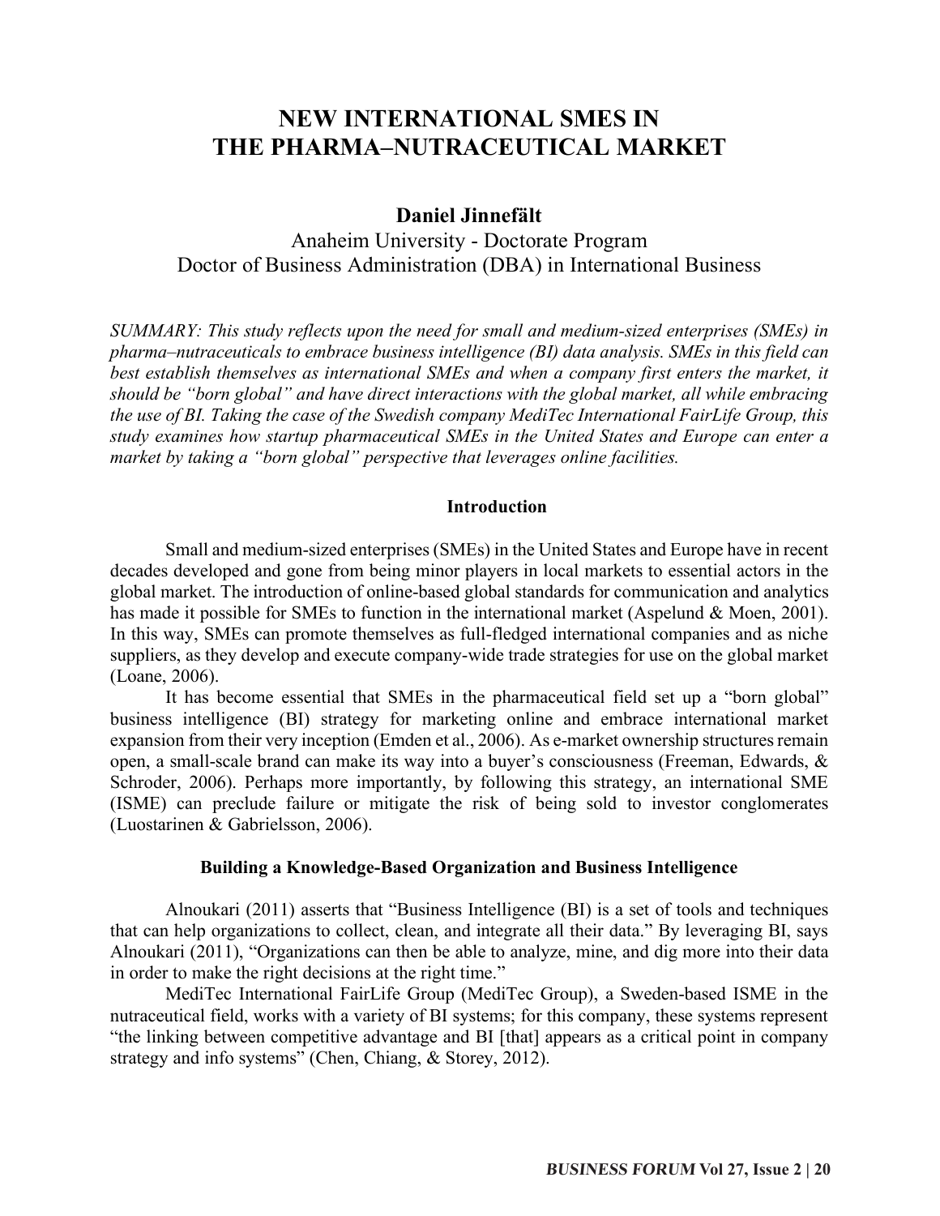# NEW INTERNATIONAL SMES IN THE PHARMA–NUTRACEUTICAL MARKET

**Daniel Jinnefält**

Anaheim University - Doctorate Program
Doctor of Business Administration (DBA) in International Business

*SUMMARY: This study reflects upon the need for small and medium-sized enterprises (SMEs) in pharma–nutraceuticals to embrace business intelligence (BI) data analysis. SMEs in this field can best establish themselves as international SMEs and when a company first enters the market, it should be "born global" and have direct interactions with the global market, all while embracing the use of BI. Taking the case of the Swedish company MediTec International FairLife Group, this study examines how startup pharmaceutical SMEs in the United States and Europe can enter a market by taking a "born global" perspective that leverages online facilities.*

## Introduction

Small and medium-sized enterprises (SMEs) in the United States and Europe have in recent decades developed and gone from being minor players in local markets to essential actors in the global market. The introduction of online-based global standards for communication and analytics has made it possible for SMEs to function in the international market (Aspelund & Moen, 2001). In this way, SMEs can promote themselves as full-fledged international companies and as niche suppliers, as they develop and execute company-wide trade strategies for use on the global market (Loane, 2006).

It has become essential that SMEs in the pharmaceutical field set up a "born global" business intelligence (BI) strategy for marketing online and embrace international market expansion from their very inception (Emden et al., 2006). As e-market ownership structures remain open, a small-scale brand can make its way into a buyer's consciousness (Freeman, Edwards, & Schroder, 2006). Perhaps more importantly, by following this strategy, an international SME (ISME) can preclude failure or mitigate the risk of being sold to investor conglomerates (Luostarinen & Gabrielsson, 2006).

## Building a Knowledge-Based Organization and Business Intelligence

Alnoukari (2011) asserts that "Business Intelligence (BI) is a set of tools and techniques that can help organizations to collect, clean, and integrate all their data." By leveraging BI, says Alnoukari (2011), "Organizations can then be able to analyze, mine, and dig more into their data in order to make the right decisions at the right time."

MediTec International FairLife Group (MediTec Group), a Sweden-based ISME in the nutraceutical field, works with a variety of BI systems; for this company, these systems represent "the linking between competitive advantage and BI [that] appears as a critical point in company strategy and info systems" (Chen, Chiang, & Storey, 2012).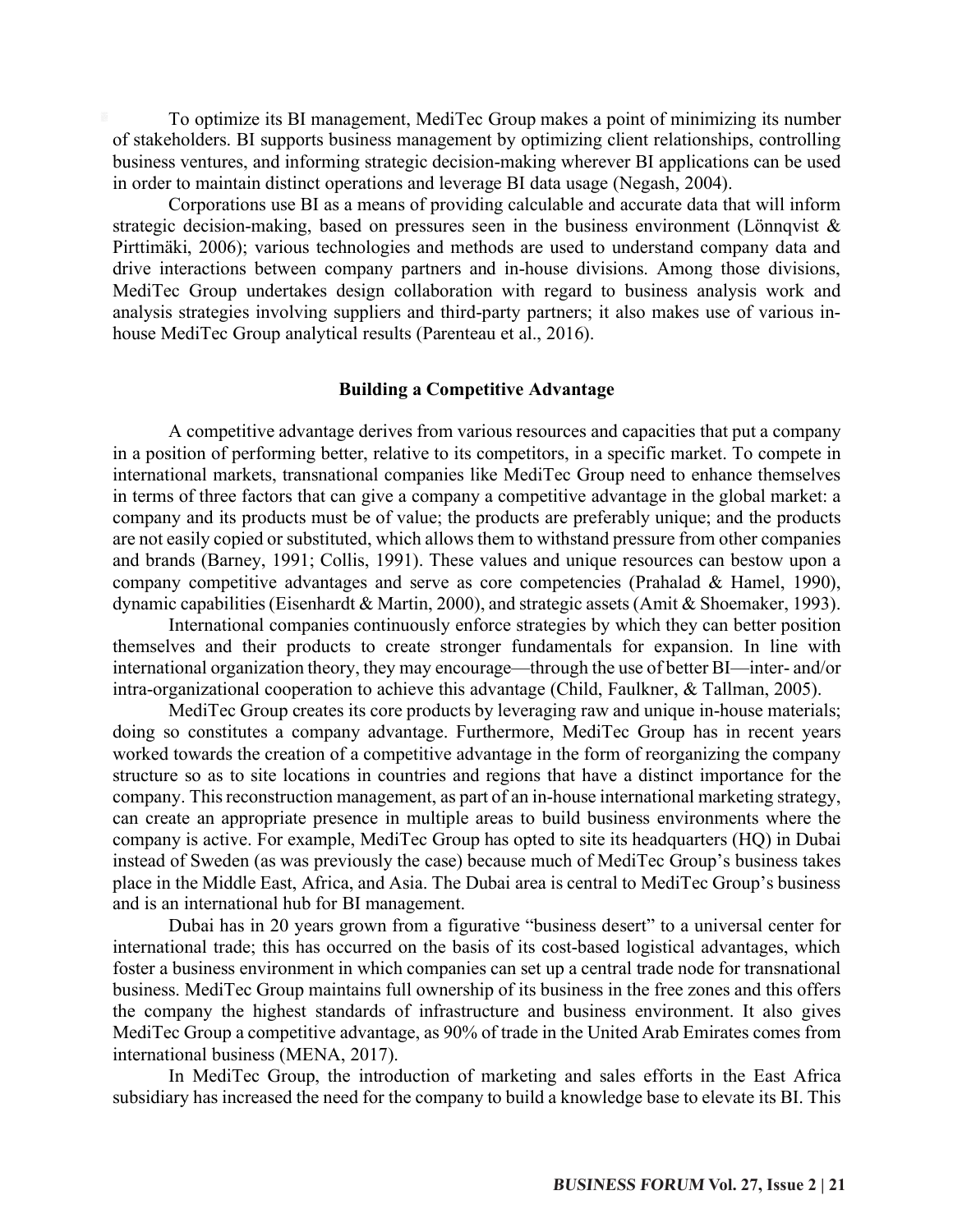To optimize its BI management, MediTec Group makes a point of minimizing its number of stakeholders. BI supports business management by optimizing client relationships, controlling business ventures, and informing strategic decision-making wherever BI applications can be used in order to maintain distinct operations and leverage BI data usage (Negash, 2004).

Corporations use BI as a means of providing calculable and accurate data that will inform strategic decision-making, based on pressures seen in the business environment (Lönnqvist & Pirttimäki, 2006); various technologies and methods are used to understand company data and drive interactions between company partners and in-house divisions. Among those divisions, MediTec Group undertakes design collaboration with regard to business analysis work and analysis strategies involving suppliers and third-party partners; it also makes use of various in-house MediTec Group analytical results (Parenteau et al., 2016).

## Building a Competitive Advantage

A competitive advantage derives from various resources and capacities that put a company in a position of performing better, relative to its competitors, in a specific market. To compete in international markets, transnational companies like MediTec Group need to enhance themselves in terms of three factors that can give a company a competitive advantage in the global market: a company and its products must be of value; the products are preferably unique; and the products are not easily copied or substituted, which allows them to withstand pressure from other companies and brands (Barney, 1991; Collis, 1991). These values and unique resources can bestow upon a company competitive advantages and serve as core competencies (Prahalad & Hamel, 1990), dynamic capabilities (Eisenhardt & Martin, 2000), and strategic assets (Amit & Shoemaker, 1993).

International companies continuously enforce strategies by which they can better position themselves and their products to create stronger fundamentals for expansion. In line with international organization theory, they may encourage—through the use of better BI—inter- and/or intra-organizational cooperation to achieve this advantage (Child, Faulkner, & Tallman, 2005).

MediTec Group creates its core products by leveraging raw and unique in-house materials; doing so constitutes a company advantage. Furthermore, MediTec Group has in recent years worked towards the creation of a competitive advantage in the form of reorganizing the company structure so as to site locations in countries and regions that have a distinct importance for the company. This reconstruction management, as part of an in-house international marketing strategy, can create an appropriate presence in multiple areas to build business environments where the company is active. For example, MediTec Group has opted to site its headquarters (HQ) in Dubai instead of Sweden (as was previously the case) because much of MediTec Group's business takes place in the Middle East, Africa, and Asia. The Dubai area is central to MediTec Group's business and is an international hub for BI management.

Dubai has in 20 years grown from a figurative "business desert" to a universal center for international trade; this has occurred on the basis of its cost-based logistical advantages, which foster a business environment in which companies can set up a central trade node for transnational business. MediTec Group maintains full ownership of its business in the free zones and this offers the company the highest standards of infrastructure and business environment. It also gives MediTec Group a competitive advantage, as 90% of trade in the United Arab Emirates comes from international business (MENA, 2017).

In MediTec Group, the introduction of marketing and sales efforts in the East Africa subsidiary has increased the need for the company to build a knowledge base to elevate its BI. This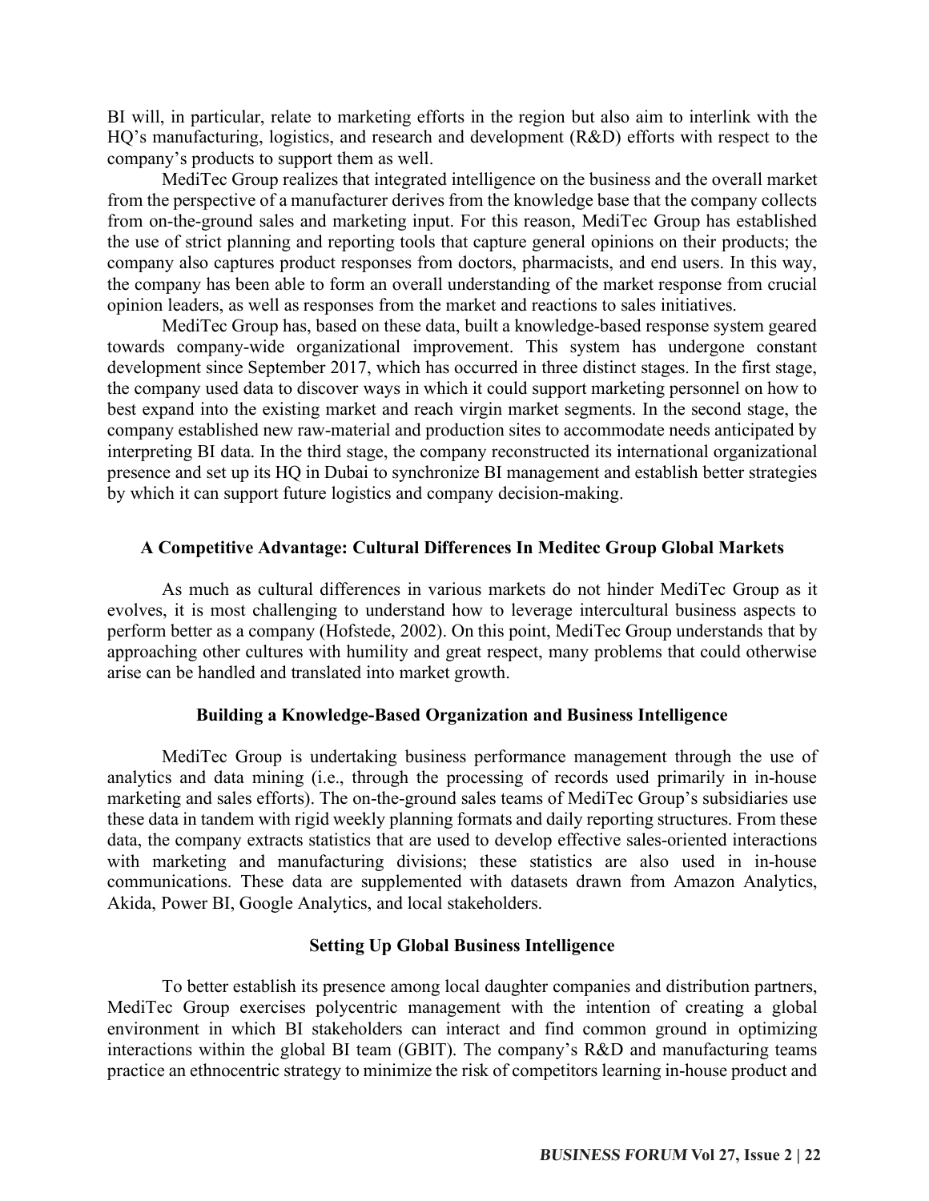BI will, in particular, relate to marketing efforts in the region but also aim to interlink with the HQ's manufacturing, logistics, and research and development (R&D) efforts with respect to the company's products to support them as well.

MediTec Group realizes that integrated intelligence on the business and the overall market from the perspective of a manufacturer derives from the knowledge base that the company collects from on-the-ground sales and marketing input. For this reason, MediTec Group has established the use of strict planning and reporting tools that capture general opinions on their products; the company also captures product responses from doctors, pharmacists, and end users. In this way, the company has been able to form an overall understanding of the market response from crucial opinion leaders, as well as responses from the market and reactions to sales initiatives.

MediTec Group has, based on these data, built a knowledge-based response system geared towards company-wide organizational improvement. This system has undergone constant development since September 2017, which has occurred in three distinct stages. In the first stage, the company used data to discover ways in which it could support marketing personnel on how to best expand into the existing market and reach virgin market segments. In the second stage, the company established new raw-material and production sites to accommodate needs anticipated by interpreting BI data. In the third stage, the company reconstructed its international organizational presence and set up its HQ in Dubai to synchronize BI management and establish better strategies by which it can support future logistics and company decision-making.

## A Competitive Advantage: Cultural Differences In Meditec Group Global Markets

As much as cultural differences in various markets do not hinder MediTec Group as it evolves, it is most challenging to understand how to leverage intercultural business aspects to perform better as a company (Hofstede, 2002). On this point, MediTec Group understands that by approaching other cultures with humility and great respect, many problems that could otherwise arise can be handled and translated into market growth.

## Building a Knowledge-Based Organization and Business Intelligence

MediTec Group is undertaking business performance management through the use of analytics and data mining (i.e., through the processing of records used primarily in in-house marketing and sales efforts). The on-the-ground sales teams of MediTec Group's subsidiaries use these data in tandem with rigid weekly planning formats and daily reporting structures. From these data, the company extracts statistics that are used to develop effective sales-oriented interactions with marketing and manufacturing divisions; these statistics are also used in in-house communications. These data are supplemented with datasets drawn from Amazon Analytics, Akida, Power BI, Google Analytics, and local stakeholders.

## Setting Up Global Business Intelligence

To better establish its presence among local daughter companies and distribution partners, MediTec Group exercises polycentric management with the intention of creating a global environment in which BI stakeholders can interact and find common ground in optimizing interactions within the global BI team (GBIT). The company's R&D and manufacturing teams practice an ethnocentric strategy to minimize the risk of competitors learning in-house product and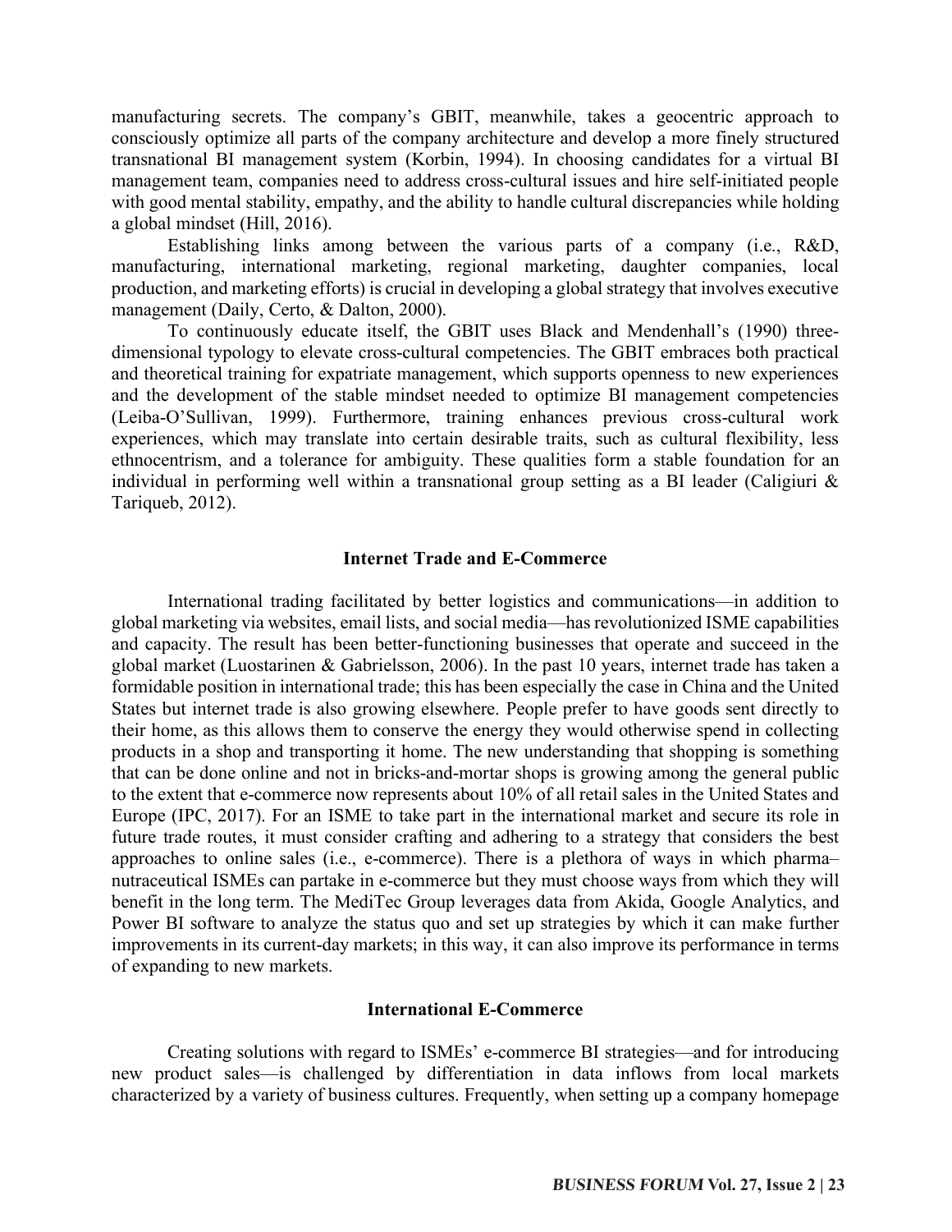manufacturing secrets. The company's GBIT, meanwhile, takes a geocentric approach to consciously optimize all parts of the company architecture and develop a more finely structured transnational BI management system (Korbin, 1994). In choosing candidates for a virtual BI management team, companies need to address cross-cultural issues and hire self-initiated people with good mental stability, empathy, and the ability to handle cultural discrepancies while holding a global mindset (Hill, 2016).

Establishing links among between the various parts of a company (i.e., R&D, manufacturing, international marketing, regional marketing, daughter companies, local production, and marketing efforts) is crucial in developing a global strategy that involves executive management (Daily, Certo, & Dalton, 2000).

To continuously educate itself, the GBIT uses Black and Mendenhall's (1990) three-dimensional typology to elevate cross-cultural competencies. The GBIT embraces both practical and theoretical training for expatriate management, which supports openness to new experiences and the development of the stable mindset needed to optimize BI management competencies (Leiba-O'Sullivan, 1999). Furthermore, training enhances previous cross-cultural work experiences, which may translate into certain desirable traits, such as cultural flexibility, less ethnocentrism, and a tolerance for ambiguity. These qualities form a stable foundation for an individual in performing well within a transnational group setting as a BI leader (Caligiuri & Tariqueb, 2012).

## Internet Trade and E-Commerce

International trading facilitated by better logistics and communications—in addition to global marketing via websites, email lists, and social media—has revolutionized ISME capabilities and capacity. The result has been better-functioning businesses that operate and succeed in the global market (Luostarinen & Gabrielsson, 2006). In the past 10 years, internet trade has taken a formidable position in international trade; this has been especially the case in China and the United States but internet trade is also growing elsewhere. People prefer to have goods sent directly to their home, as this allows them to conserve the energy they would otherwise spend in collecting products in a shop and transporting it home. The new understanding that shopping is something that can be done online and not in bricks-and-mortar shops is growing among the general public to the extent that e-commerce now represents about 10% of all retail sales in the United States and Europe (IPC, 2017). For an ISME to take part in the international market and secure its role in future trade routes, it must consider crafting and adhering to a strategy that considers the best approaches to online sales (i.e., e-commerce). There is a plethora of ways in which pharma–nutraceutical ISMEs can partake in e-commerce but they must choose ways from which they will benefit in the long term. The MediTec Group leverages data from Akida, Google Analytics, and Power BI software to analyze the status quo and set up strategies by which it can make further improvements in its current-day markets; in this way, it can also improve its performance in terms of expanding to new markets.

## International E-Commerce

Creating solutions with regard to ISMEs' e-commerce BI strategies—and for introducing new product sales—is challenged by differentiation in data inflows from local markets characterized by a variety of business cultures. Frequently, when setting up a company homepage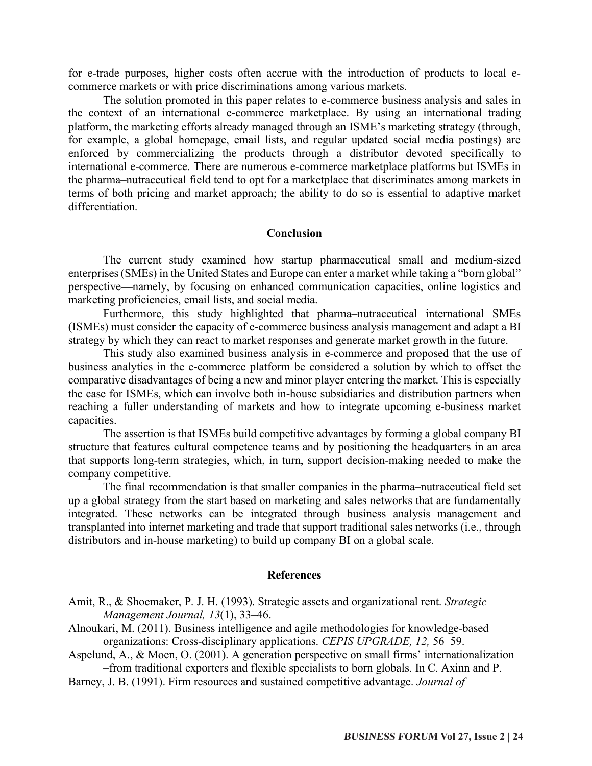for e-trade purposes, higher costs often accrue with the introduction of products to local e-commerce markets or with price discriminations among various markets.

The solution promoted in this paper relates to e-commerce business analysis and sales in the context of an international e-commerce marketplace. By using an international trading platform, the marketing efforts already managed through an ISME's marketing strategy (through, for example, a global homepage, email lists, and regular updated social media postings) are enforced by commercializing the products through a distributor devoted specifically to international e-commerce. There are numerous e-commerce marketplace platforms but ISMEs in the pharma–nutraceutical field tend to opt for a marketplace that discriminates among markets in terms of both pricing and market approach; the ability to do so is essential to adaptive market differentiation.

## Conclusion

The current study examined how startup pharmaceutical small and medium-sized enterprises (SMEs) in the United States and Europe can enter a market while taking a "born global" perspective—namely, by focusing on enhanced communication capacities, online logistics and marketing proficiencies, email lists, and social media.

Furthermore, this study highlighted that pharma–nutraceutical international SMEs (ISMEs) must consider the capacity of e-commerce business analysis management and adapt a BI strategy by which they can react to market responses and generate market growth in the future.

This study also examined business analysis in e-commerce and proposed that the use of business analytics in the e-commerce platform be considered a solution by which to offset the comparative disadvantages of being a new and minor player entering the market. This is especially the case for ISMEs, which can involve both in-house subsidiaries and distribution partners when reaching a fuller understanding of markets and how to integrate upcoming e-business market capacities.

The assertion is that ISMEs build competitive advantages by forming a global company BI structure that features cultural competence teams and by positioning the headquarters in an area that supports long-term strategies, which, in turn, support decision-making needed to make the company competitive.

The final recommendation is that smaller companies in the pharma–nutraceutical field set up a global strategy from the start based on marketing and sales networks that are fundamentally integrated. These networks can be integrated through business analysis management and transplanted into internet marketing and trade that support traditional sales networks (i.e., through distributors and in-house marketing) to build up company BI on a global scale.

## References

Amit, R., & Shoemaker, P. J. H. (1993). Strategic assets and organizational rent. *Strategic Management Journal, 13*(1), 33–46.

Alnoukari, M. (2011). Business intelligence and agile methodologies for knowledge-based organizations: Cross-disciplinary applications. *CEPIS UPGRADE, 12,* 56–59.

Aspelund, A., & Moen, O. (2001). A generation perspective on small firms' internationalization –from traditional exporters and flexible specialists to born globals. In C. Axinn and P.

Barney, J. B. (1991). Firm resources and sustained competitive advantage. *Journal of*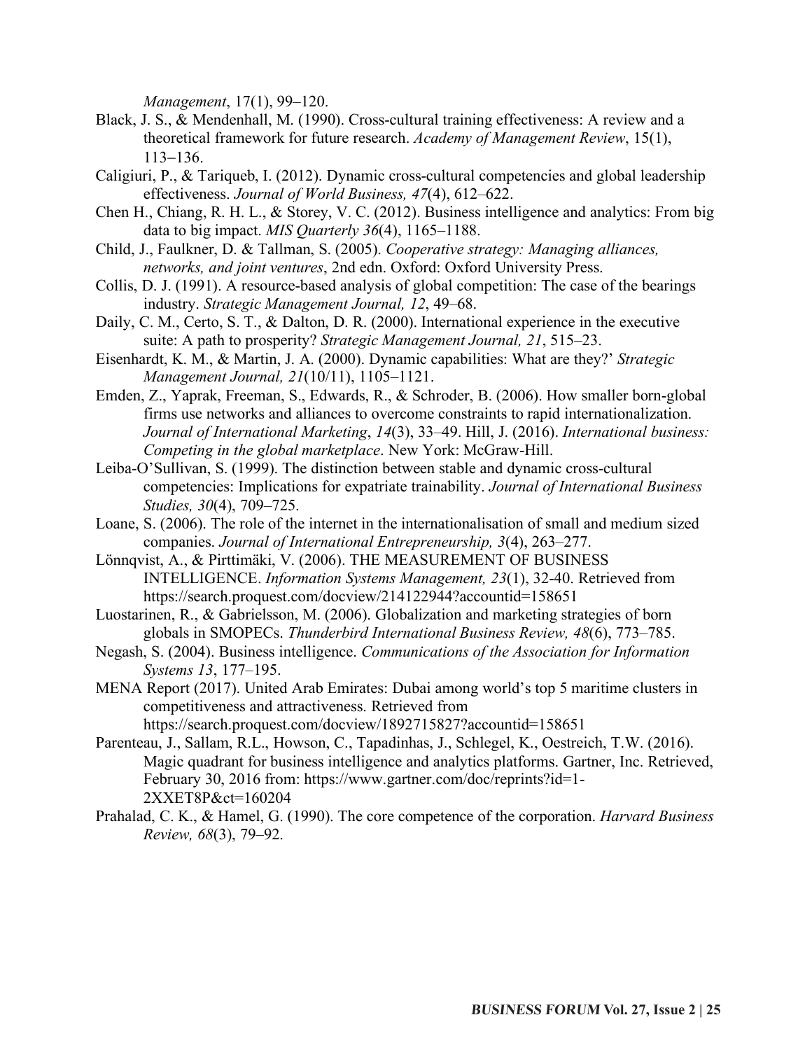*Management*, 17(1), 99–120.

Black, J. S., & Mendenhall, M. (1990). Cross-cultural training effectiveness: A review and a theoretical framework for future research. *Academy of Management Review*, 15(1), 113−136.

Caligiuri, P., & Tariqueb, I. (2012). Dynamic cross-cultural competencies and global leadership effectiveness. *Journal of World Business, 47*(4), 612–622.

Chen H., Chiang, R. H. L., & Storey, V. C. (2012). Business intelligence and analytics: From big data to big impact. *MIS Quarterly 36*(4), 1165–1188.

Child, J., Faulkner, D. & Tallman, S. (2005). *Cooperative strategy: Managing alliances, networks, and joint ventures*, 2nd edn. Oxford: Oxford University Press.

Collis, D. J. (1991). A resource-based analysis of global competition: The case of the bearings industry. *Strategic Management Journal, 12*, 49–68.

Daily, C. M., Certo, S. T., & Dalton, D. R. (2000). International experience in the executive suite: A path to prosperity? *Strategic Management Journal, 21*, 515–23.

Eisenhardt, K. M., & Martin, J. A. (2000). Dynamic capabilities: What are they?' *Strategic Management Journal, 21*(10/11), 1105–1121.

Emden, Z., Yaprak, Freeman, S., Edwards, R., & Schroder, B. (2006). How smaller born-global firms use networks and alliances to overcome constraints to rapid internationalization. *Journal of International Marketing*, *14*(3), 33–49. Hill, J. (2016). *International business: Competing in the global marketplace*. New York: McGraw-Hill.

Leiba-O'Sullivan, S. (1999). The distinction between stable and dynamic cross-cultural competencies: Implications for expatriate trainability. *Journal of International Business Studies, 30*(4), 709–725.

Loane, S. (2006). The role of the internet in the internationalisation of small and medium sized companies. *Journal of International Entrepreneurship, 3*(4), 263–277.

Lönnqvist, A., & Pirttimäki, V. (2006). THE MEASUREMENT OF BUSINESS INTELLIGENCE. *Information Systems Management, 23*(1), 32-40. Retrieved from https://search.proquest.com/docview/214122944?accountid=158651

Luostarinen, R., & Gabrielsson, M. (2006). Globalization and marketing strategies of born globals in SMOPECs. *Thunderbird International Business Review, 48*(6), 773–785.

Negash, S. (2004). Business intelligence. *Communications of the Association for Information Systems 13*, 177–195.

MENA Report (2017). United Arab Emirates: Dubai among world's top 5 maritime clusters in competitiveness and attractiveness. Retrieved from https://search.proquest.com/docview/1892715827?accountid=158651

Parenteau, J., Sallam, R.L., Howson, C., Tapadinhas, J., Schlegel, K., Oestreich, T.W. (2016). Magic quadrant for business intelligence and analytics platforms. Gartner, Inc. Retrieved, February 30, 2016 from: https://www.gartner.com/doc/reprints?id=1-2XXET8P&ct=160204

Prahalad, C. K., & Hamel, G. (1990). The core competence of the corporation. *Harvard Business Review, 68*(3), 79–92.